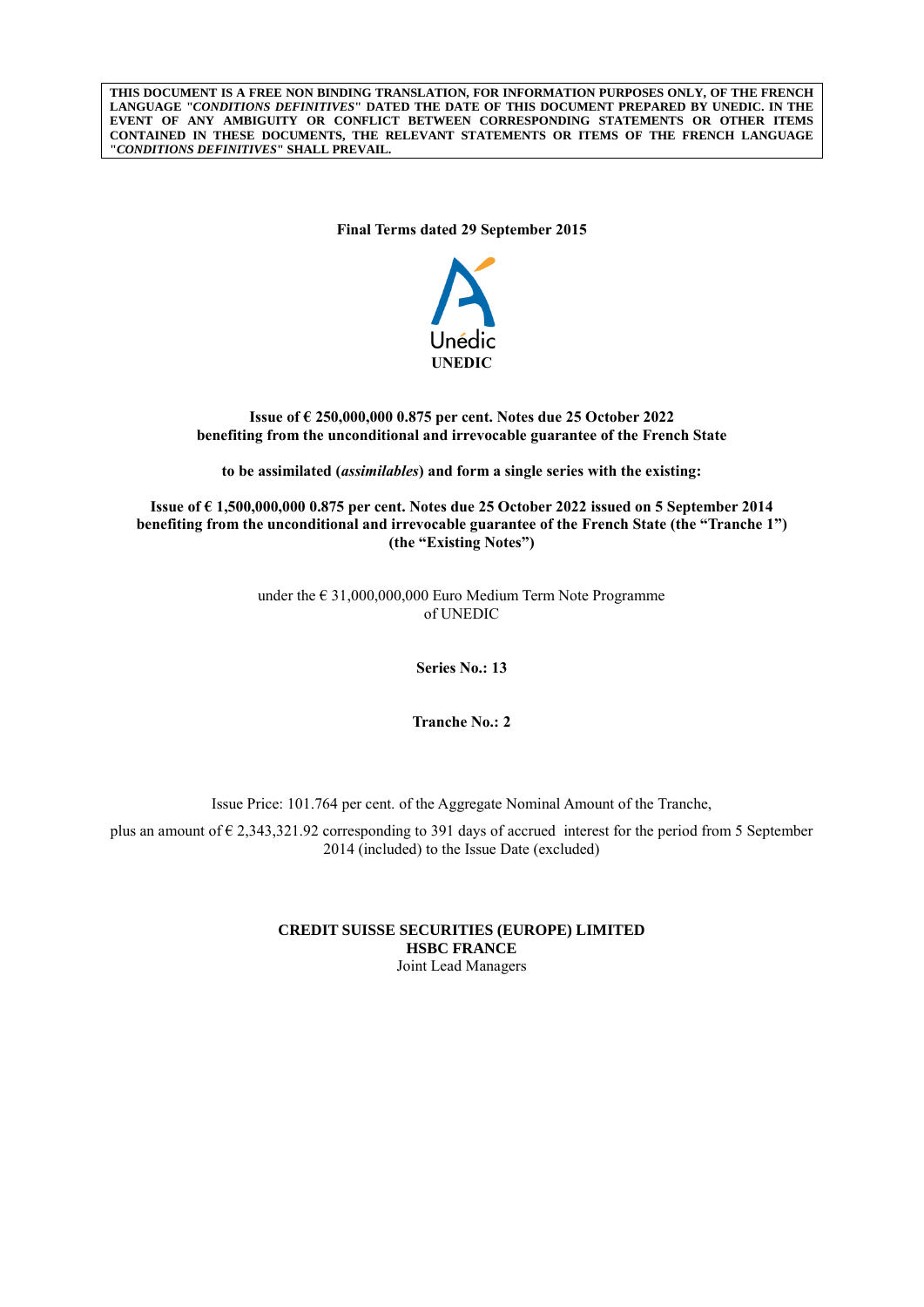**THIS DOCUMENT IS A FREE NON BINDING TRANSLATION, FOR INFORMATION PURPOSES ONLY, OF THE FRENCH LANGUAGE "*CONDITIONS DEFINITIVES*" DATED THE DATE OF THIS DOCUMENT PREPARED BY UNEDIC. IN THE EVENT OF ANY AMBIGUITY OR CONFLICT BETWEEN CORRESPONDING STATEMENTS OR OTHER ITEMS CONTAINED IN THESE DOCUMENTS, THE RELEVANT STATEMENTS OR ITEMS OF THE FRENCH LANGUAGE "*CONDITIONS DEFINITIVES*" SHALL PREVAIL.**

**Final Terms dated 29 September 2015**

Unédic

**UNEDIC**

**Issue of € 250,000,000 0.875 per cent. Notes due 25 October 2022**
**benefiting from the unconditional and irrevocable guarantee of the French State**

**to be assimilated (*assimilables*) and form a single series with the existing:**

**Issue of € 1,500,000,000 0.875 per cent. Notes due 25 October 2022 issued on 5 September 2014 benefiting from the unconditional and irrevocable guarantee of the French State (the "Tranche 1") (the "Existing Notes")**

under the € 31,000,000,000 Euro Medium Term Note Programme
of UNEDIC

**Series No.: 13**

**Tranche No.: 2**

Issue Price: 101.764 per cent. of the Aggregate Nominal Amount of the Tranche,

plus an amount of € 2,343,321.92 corresponding to 391 days of accrued interest for the period from 5 September 2014 (included) to the Issue Date (excluded)

**CREDIT SUISSE SECURITIES (EUROPE) LIMITED**
**HSBC FRANCE**
Joint Lead Managers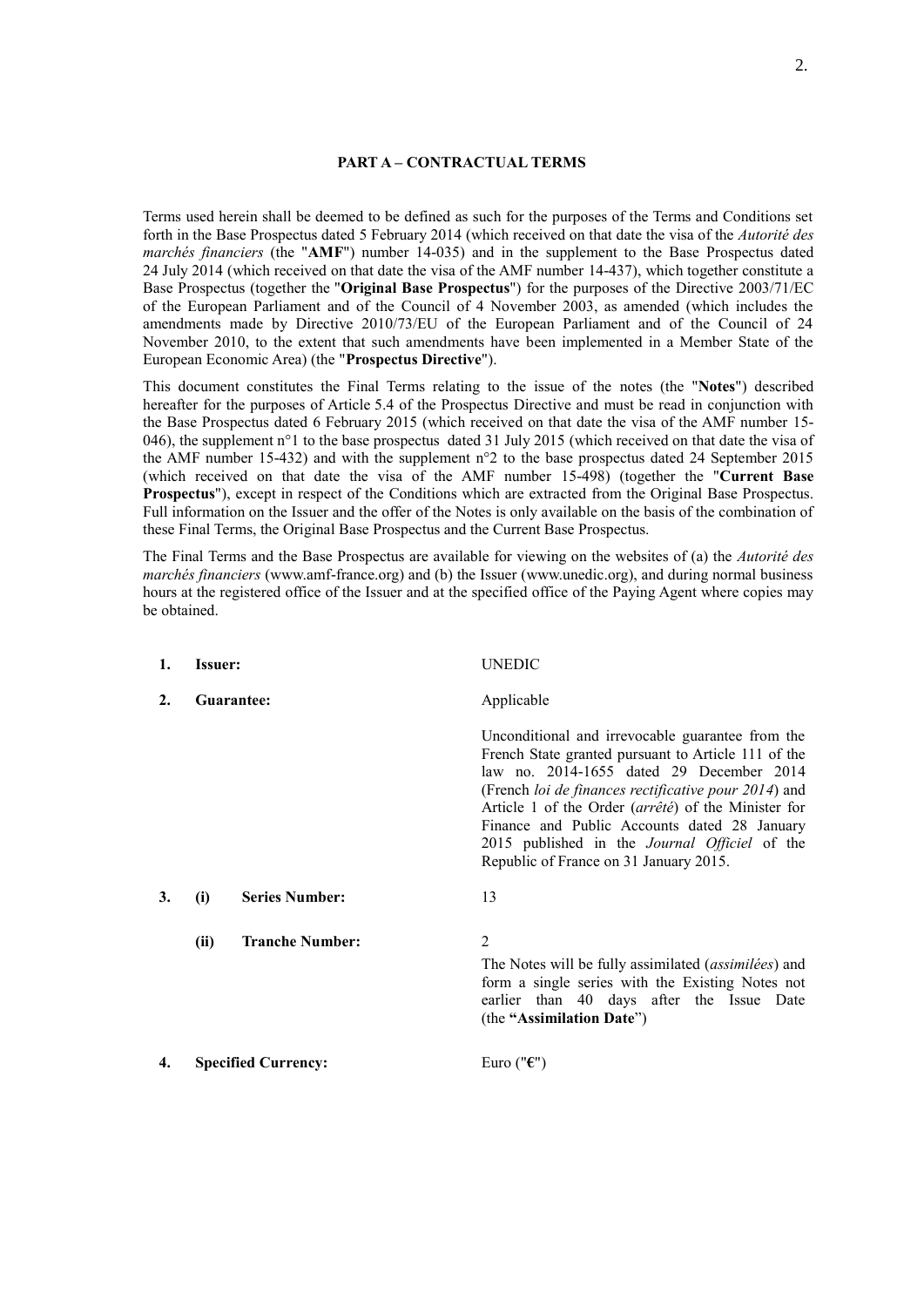**PART A – CONTRACTUAL TERMS**

Terms used herein shall be deemed to be defined as such for the purposes of the Terms and Conditions set forth in the Base Prospectus dated 5 February 2014 (which received on that date the visa of the *Autorité des marchés financiers* (the "**AMF**") number 14-035) and in the supplement to the Base Prospectus dated 24 July 2014 (which received on that date the visa of the AMF number 14-437), which together constitute a Base Prospectus (together the "**Original Base Prospectus**") for the purposes of the Directive 2003/71/EC of the European Parliament and of the Council of 4 November 2003, as amended (which includes the amendments made by Directive 2010/73/EU of the European Parliament and of the Council of 24 November 2010, to the extent that such amendments have been implemented in a Member State of the European Economic Area) (the "**Prospectus Directive**").

This document constitutes the Final Terms relating to the issue of the notes (the "**Notes**") described hereafter for the purposes of Article 5.4 of the Prospectus Directive and must be read in conjunction with the Base Prospectus dated 6 February 2015 (which received on that date the visa of the AMF number 15-046), the supplement n°1 to the base prospectus dated 31 July 2015 (which received on that date the visa of the AMF number 15-432) and with the supplement n°2 to the base prospectus dated 24 September 2015 (which received on that date the visa of the AMF number 15-498) (together the "**Current Base Prospectus**"), except in respect of the Conditions which are extracted from the Original Base Prospectus. Full information on the Issuer and the offer of the Notes is only available on the basis of the combination of these Final Terms, the Original Base Prospectus and the Current Base Prospectus.

The Final Terms and the Base Prospectus are available for viewing on the websites of (a) the *Autorité des marchés financiers* (www.amf-france.org) and (b) the Issuer (www.unedic.org), and during normal business hours at the registered office of the Issuer and at the specified office of the Paying Agent where copies may be obtained.

| | | |
|---|---|---|
| **1.** | **Issuer:** | UNEDIC |
| **2.** | **Guarantee:** | Applicable<br><br>Unconditional and irrevocable guarantee from the French State granted pursuant to Article 111 of the law no. 2014-1655 dated 29 December 2014 (French *loi de finances rectificative pour 2014*) and Article 1 of the Order (*arrêté*) of the Minister for Finance and Public Accounts dated 28 January 2015 published in the *Journal Officiel* of the Republic of France on 31 January 2015. |
| **3.** | **(i) Series Number:** | 13 |
| | **(ii) Tranche Number:** | 2<br><br>The Notes will be fully assimilated (*assimilées*) and form a single series with the Existing Notes not earlier than 40 days after the Issue Date (the **"Assimilation Date**") |
| **4.** | **Specified Currency:** | Euro ("**€**") |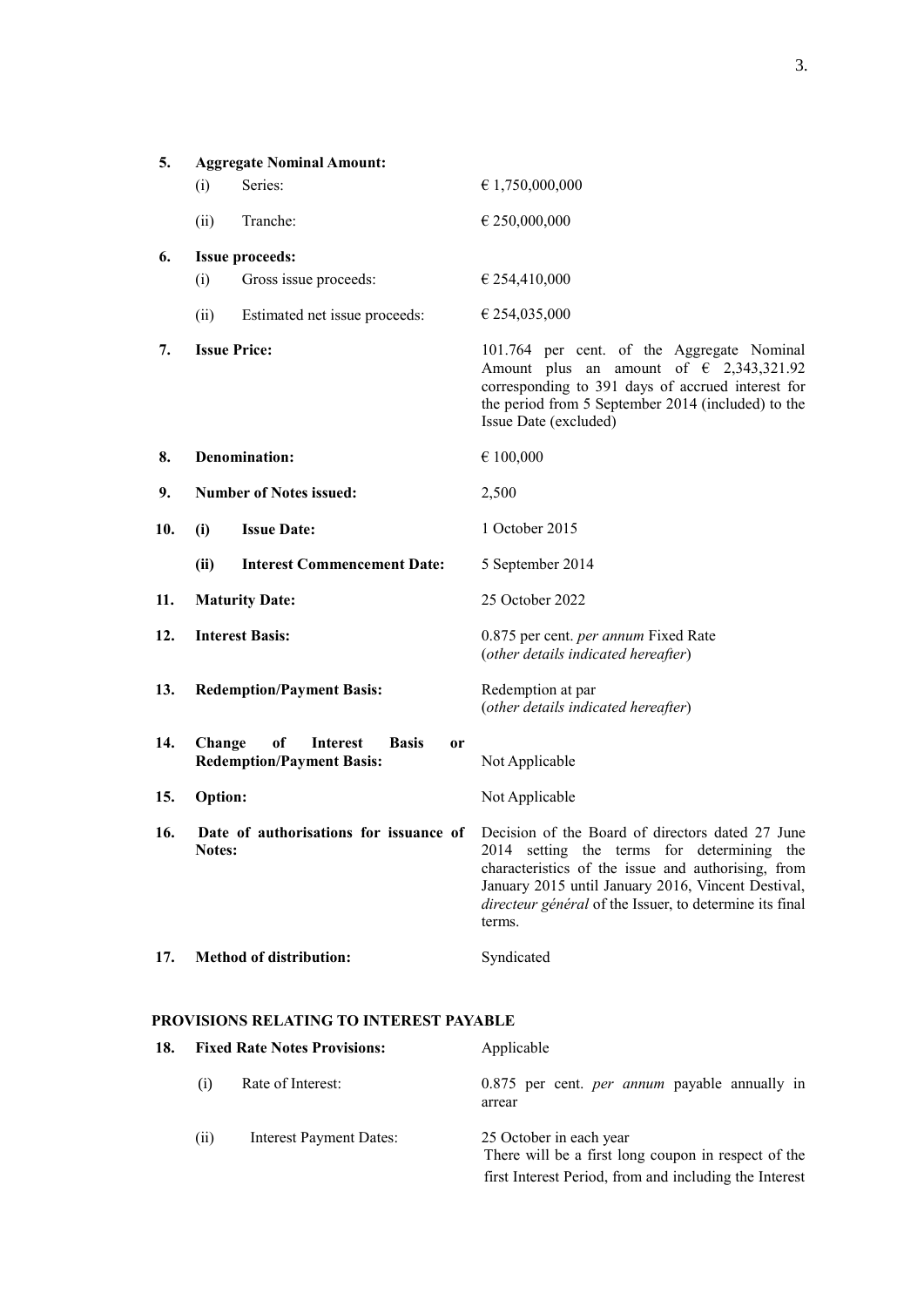| | | | |
|---|---|---|---|
| **5.** | **Aggregate Nominal Amount:** | | |
| | (i) | Series: | € 1,750,000,000 |
| | (ii) | Tranche: | € 250,000,000 |
| **6.** | **Issue proceeds:** | | |
| | (i) | Gross issue proceeds: | € 254,410,000 |
| | (ii) | Estimated net issue proceeds: | € 254,035,000 |
| **7.** | **Issue Price:** | | 101.764 per cent. of the Aggregate Nominal Amount plus an amount of € 2,343,321.92 corresponding to 391 days of accrued interest for the period from 5 September 2014 (included) to the Issue Date (excluded) |
| **8.** | **Denomination:** | | € 100,000 |
| **9.** | **Number of Notes issued:** | | 2,500 |
| **10.** | **(i)** | **Issue Date:** | 1 October 2015 |
| | **(ii)** | **Interest Commencement Date:** | 5 September 2014 |
| **11.** | **Maturity Date:** | | 25 October 2022 |
| **12.** | **Interest Basis:** | | 0.875 per cent. *per annum* Fixed Rate (*other details indicated hereafter*) |
| **13.** | **Redemption/Payment Basis:** | | Redemption at par (*other details indicated hereafter*) |
| **14.** | **Change of Interest Basis or Redemption/Payment Basis:** | | Not Applicable |
| **15.** | **Option:** | | Not Applicable |
| **16.** | **Date of authorisations for issuance of Notes:** | | Decision of the Board of directors dated 27 June 2014 setting the terms for determining the characteristics of the issue and authorising, from January 2015 until January 2016, Vincent Destival, *directeur général* of the Issuer, to determine its final terms. |
| **17.** | **Method of distribution:** | | Syndicated |

## PROVISIONS RELATING TO INTEREST PAYABLE

| | | | |
|---|---|---|---|
| **18.** | **Fixed Rate Notes Provisions:** | | Applicable |
| | (i) | Rate of Interest: | 0.875 per cent. *per annum* payable annually in arrear |
| | (ii) | Interest Payment Dates: | 25 October in each year<br>There will be a first long coupon in respect of the first Interest Period, from and including the Interest |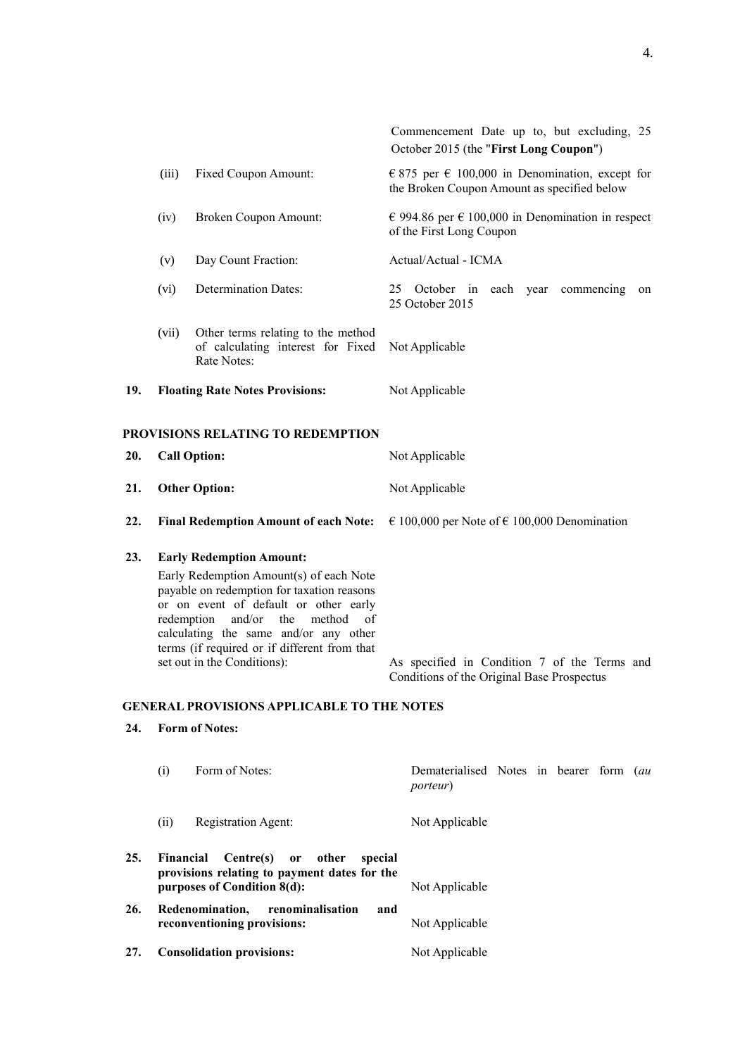| | | |
|---|---|---|
| | | Commencement Date up to, but excluding, 25 October 2015 (the "**First Long Coupon**") |
| (iii) | Fixed Coupon Amount: | € 875 per € 100,000 in Denomination, except for the Broken Coupon Amount as specified below |
| (iv) | Broken Coupon Amount: | € 994.86 per € 100,000 in Denomination in respect of the First Long Coupon |
| (v) | Day Count Fraction: | Actual/Actual - ICMA |
| (vi) | Determination Dates: | 25 October in each year commencing on 25 October 2015 |
| (vii) | Other terms relating to the method of calculating interest for Fixed Rate Notes: | Not Applicable |

**19. Floating Rate Notes Provisions:** Not Applicable

## PROVISIONS RELATING TO REDEMPTION

**20. Call Option:** Not Applicable

**21. Other Option:** Not Applicable

**22. Final Redemption Amount of each Note:** € 100,000 per Note of € 100,000 Denomination

**23. Early Redemption Amount:**

Early Redemption Amount(s) of each Note payable on redemption for taxation reasons or on event of default or other early redemption and/or the method of calculating the same and/or any other terms (if required or if different from that set out in the Conditions): As specified in Condition 7 of the Terms and Conditions of the Original Base Prospectus

## GENERAL PROVISIONS APPLICABLE TO THE NOTES

**24. Form of Notes:**

| | | |
|---|---|---|
| (i) | Form of Notes: | Dematerialised Notes in bearer form (*au porteur*) |
| (ii) | Registration Agent: | Not Applicable |

**25. Financial Centre(s) or other special provisions relating to payment dates for the purposes of Condition 8(d):** Not Applicable

**26. Redenomination, renominalisation and reconventioning provisions:** Not Applicable

**27. Consolidation provisions:** Not Applicable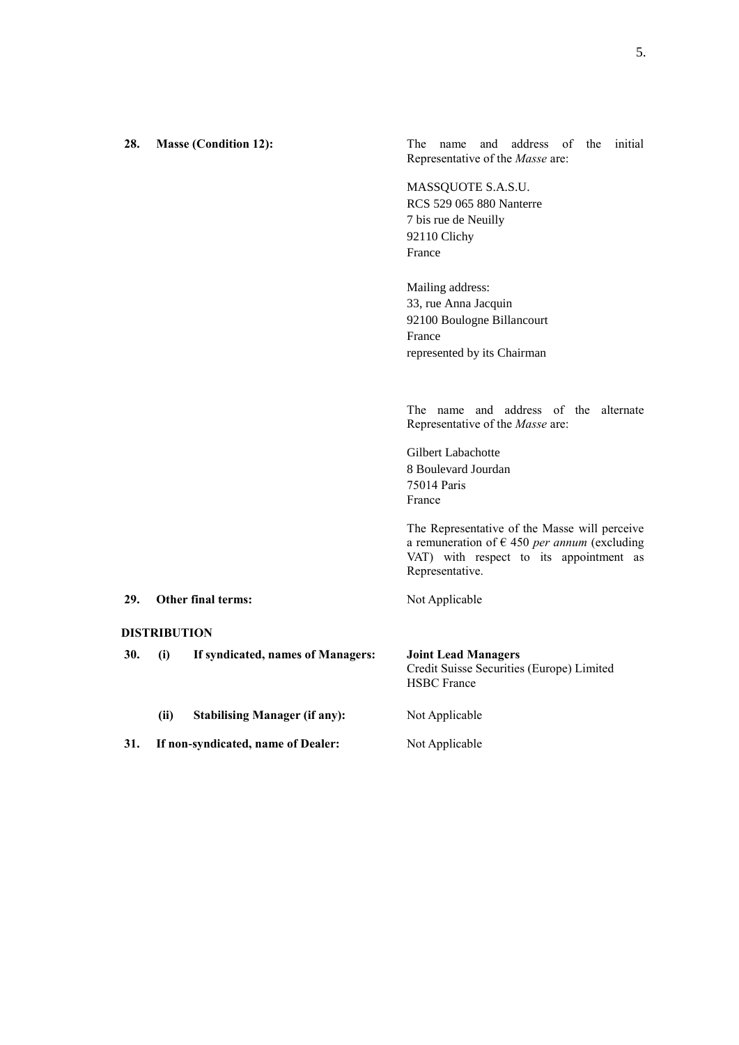| | | |
|---|---|---|
| **28.** | **Masse (Condition 12):** | The name and address of the initial Representative of the *Masse* are:<br><br>MASSQUOTE S.A.S.U.<br>RCS 529 065 880 Nanterre<br>7 bis rue de Neuilly<br>92110 Clichy<br>France<br><br>Mailing address:<br>33, rue Anna Jacquin<br>92100 Boulogne Billancourt<br>France<br>represented by its Chairman<br><br>The name and address of the alternate Representative of the *Masse* are:<br><br>Gilbert Labachotte<br>8 Boulevard Jourdan<br>75014 Paris<br>France<br><br>The Representative of the Masse will perceive a remuneration of € 450 *per annum* (excluding VAT) with respect to its appointment as Representative. |
| **29.** | **Other final terms:** | Not Applicable |

**DISTRIBUTION**

| | | |
|---|---|---|
| **30.** | **(i) If syndicated, names of Managers:** | **Joint Lead Managers**<br>Credit Suisse Securities (Europe) Limited<br>HSBC France |
| | **(ii) Stabilising Manager (if any):** | Not Applicable |
| **31.** | **If non-syndicated, name of Dealer:** | Not Applicable |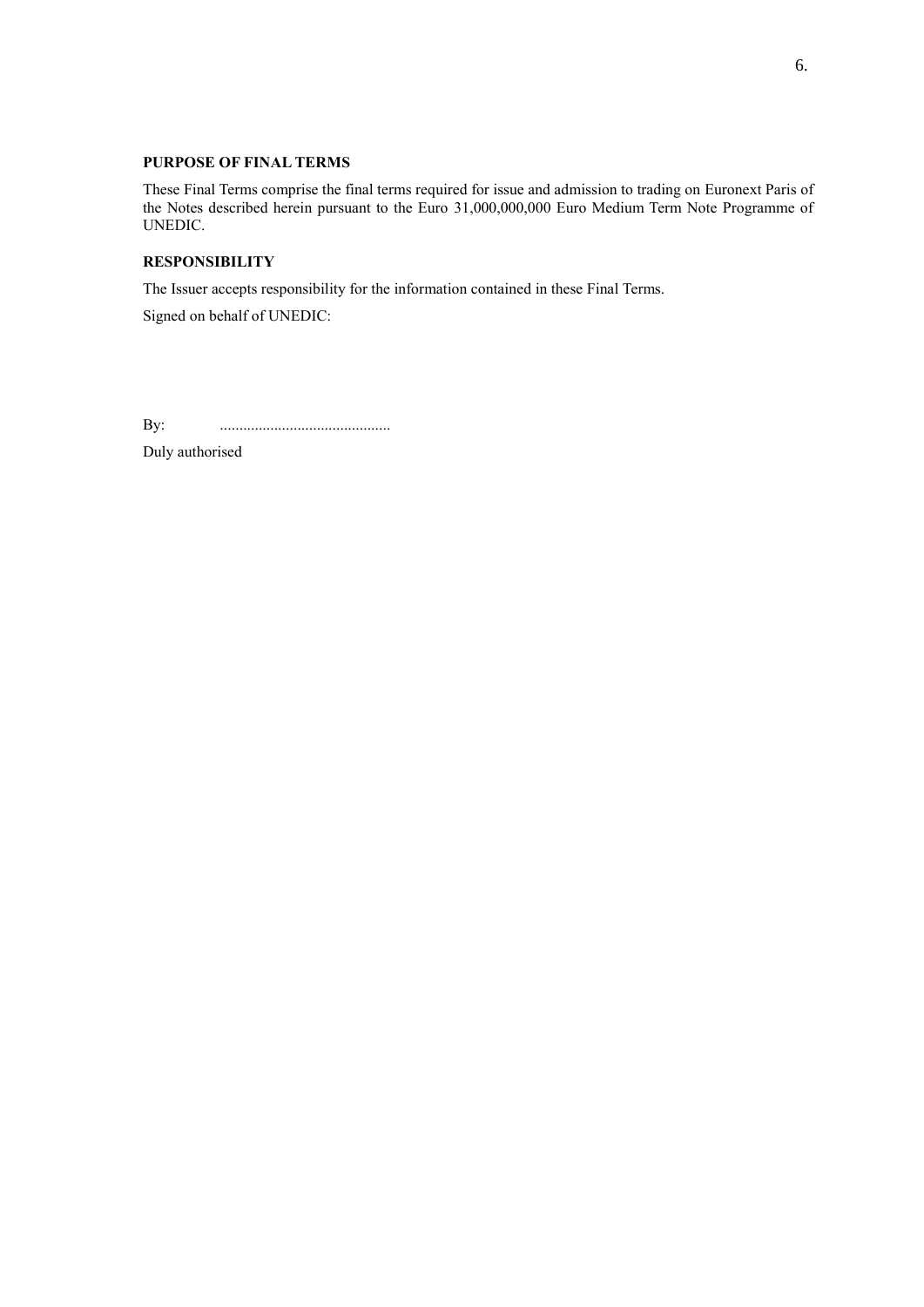**PURPOSE OF FINAL TERMS**

These Final Terms comprise the final terms required for issue and admission to trading on Euronext Paris of the Notes described herein pursuant to the Euro 31,000,000,000 Euro Medium Term Note Programme of UNEDIC.

**RESPONSIBILITY**

The Issuer accepts responsibility for the information contained in these Final Terms.

Signed on behalf of UNEDIC:

By: ............................................

Duly authorised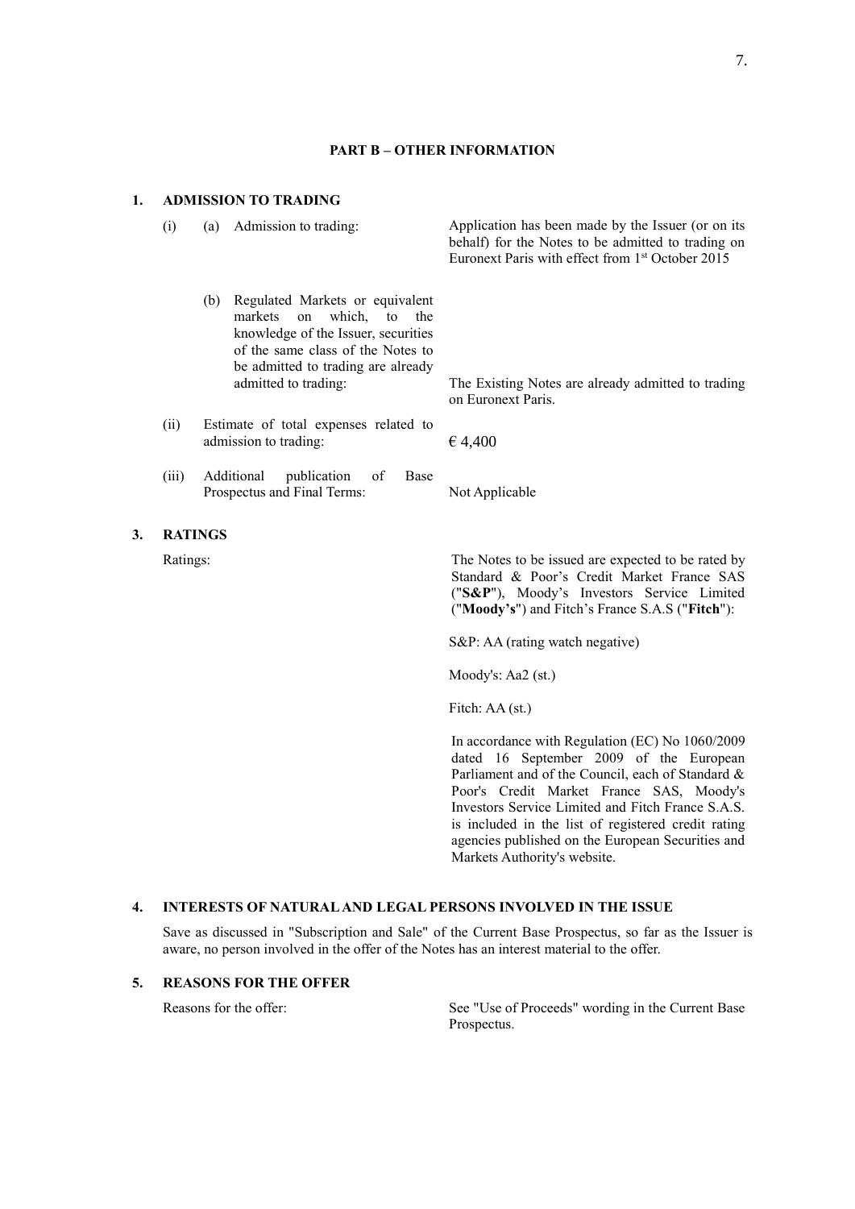## PART B – OTHER INFORMATION

### 1. ADMISSION TO TRADING

| | |
|---|---|
| (i) (a) Admission to trading: | Application has been made by the Issuer (or on its behalf) for the Notes to be admitted to trading on Euronext Paris with effect from 1st October 2015 |
| (b) Regulated Markets or equivalent markets on which, to the knowledge of the Issuer, securities of the same class of the Notes to be admitted to trading are already admitted to trading: | The Existing Notes are already admitted to trading on Euronext Paris. |
| (ii) Estimate of total expenses related to admission to trading: | € 4,400 |
| (iii) Additional publication of Base Prospectus and Final Terms: | Not Applicable |

### 3. RATINGS

Ratings:

The Notes to be issued are expected to be rated by Standard & Poor's Credit Market France SAS ("**S&P**"), Moody's Investors Service Limited ("**Moody's**") and Fitch's France S.A.S ("**Fitch**"):

S&P: AA (rating watch negative)

Moody's: Aa2 (st.)

Fitch: AA (st.)

In accordance with Regulation (EC) No 1060/2009 dated 16 September 2009 of the European Parliament and of the Council, each of Standard & Poor's Credit Market France SAS, Moody's Investors Service Limited and Fitch France S.A.S. is included in the list of registered credit rating agencies published on the European Securities and Markets Authority's website.

### 4. INTERESTS OF NATURAL AND LEGAL PERSONS INVOLVED IN THE ISSUE

Save as discussed in "Subscription and Sale" of the Current Base Prospectus, so far as the Issuer is aware, no person involved in the offer of the Notes has an interest material to the offer.

### 5. REASONS FOR THE OFFER

Reasons for the offer: See "Use of Proceeds" wording in the Current Base Prospectus.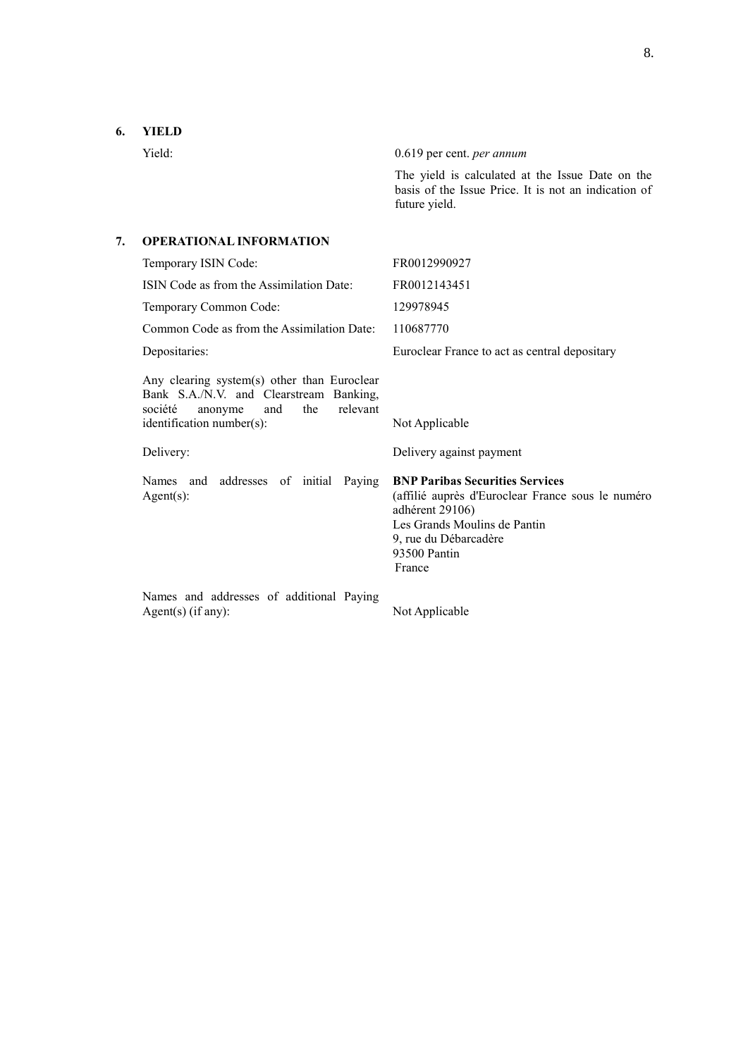## 6. YIELD

| | |
|---|---|
| Yield: | 0.619 per cent. *per annum* |
| | The yield is calculated at the Issue Date on the basis of the Issue Price. It is not an indication of future yield. |

## 7. OPERATIONAL INFORMATION

| | |
|---|---|
| Temporary ISIN Code: | FR0012990927 |
| ISIN Code as from the Assimilation Date: | FR0012143451 |
| Temporary Common Code: | 129978945 |
| Common Code as from the Assimilation Date: | 110687770 |
| Depositaries: | Euroclear France to act as central depositary |
| Any clearing system(s) other than Euroclear Bank S.A./N.V. and Clearstream Banking, société anonyme and the relevant identification number(s): | Not Applicable |
| Delivery: | Delivery against payment |
| Names and addresses of initial Paying Agent(s): | **BNP Paribas Securities Services**<br>(affilié auprès d'Euroclear France sous le numéro adhérent 29106)<br>Les Grands Moulins de Pantin<br>9, rue du Débarcadère<br>93500 Pantin<br>France |
| Names and addresses of additional Paying Agent(s) (if any): | Not Applicable |